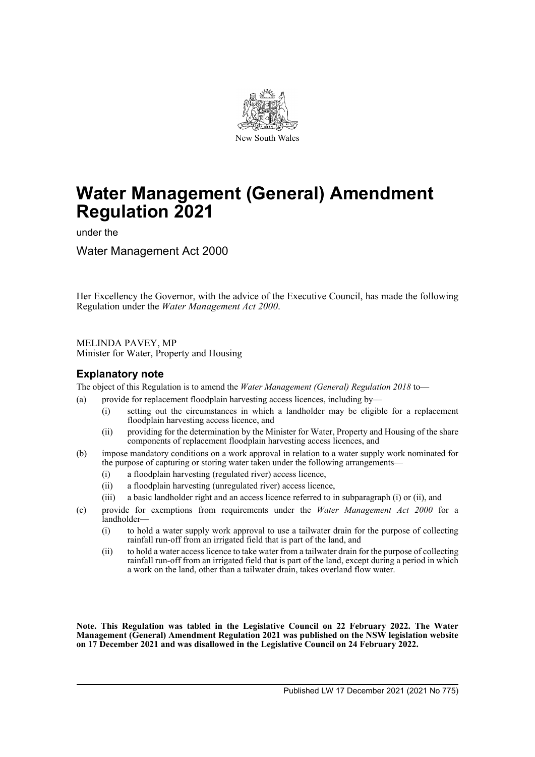New South Wales

# Water Management (General) Amendment Regulation 2021

under the

Water Management Act 2000

Her Excellency the Governor, with the advice of the Executive Council, has made the following Regulation under the *Water Management Act 2000*.

MELINDA PAVEY, MP
Minister for Water, Property and Housing

## Explanatory note

The object of this Regulation is to amend the *Water Management (General) Regulation 2018* to—

(a) provide for replacement floodplain harvesting access licences, including by—
   - (i) setting out the circumstances in which a landholder may be eligible for a replacement floodplain harvesting access licence, and
   - (ii) providing for the determination by the Minister for Water, Property and Housing of the share components of replacement floodplain harvesting access licences, and

(b) impose mandatory conditions on a work approval in relation to a water supply work nominated for the purpose of capturing or storing water taken under the following arrangements—
   - (i) a floodplain harvesting (regulated river) access licence,
   - (ii) a floodplain harvesting (unregulated river) access licence,
   - (iii) a basic landholder right and an access licence referred to in subparagraph (i) or (ii), and

(c) provide for exemptions from requirements under the *Water Management Act 2000* for a landholder—
   - (i) to hold a water supply work approval to use a tailwater drain for the purpose of collecting rainfall run-off from an irrigated field that is part of the land, and
   - (ii) to hold a water access licence to take water from a tailwater drain for the purpose of collecting rainfall run-off from an irrigated field that is part of the land, except during a period in which a work on the land, other than a tailwater drain, takes overland flow water.

**Note. This Regulation was tabled in the Legislative Council on 22 February 2022. The Water Management (General) Amendment Regulation 2021 was published on the NSW legislation website on 17 December 2021 and was disallowed in the Legislative Council on 24 February 2022.**

Published LW 17 December 2021 (2021 No 775)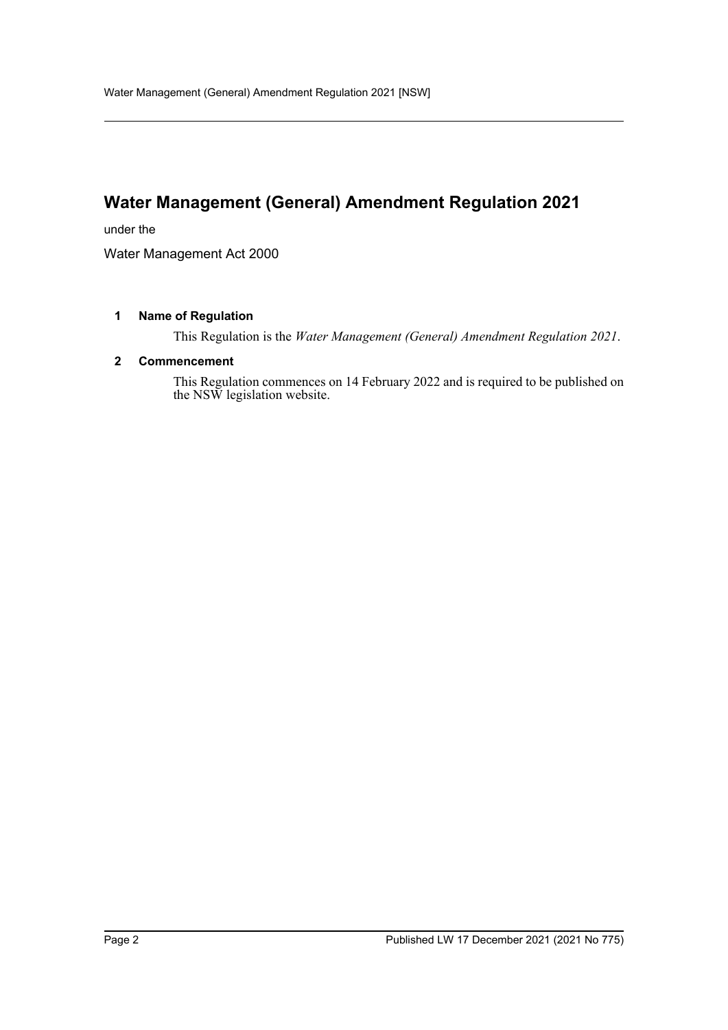# Water Management (General) Amendment Regulation 2021

under the

Water Management Act 2000

### 1 Name of Regulation

This Regulation is the *Water Management (General) Amendment Regulation 2021*.

### 2 Commencement

This Regulation commences on 14 February 2022 and is required to be published on the NSW legislation website.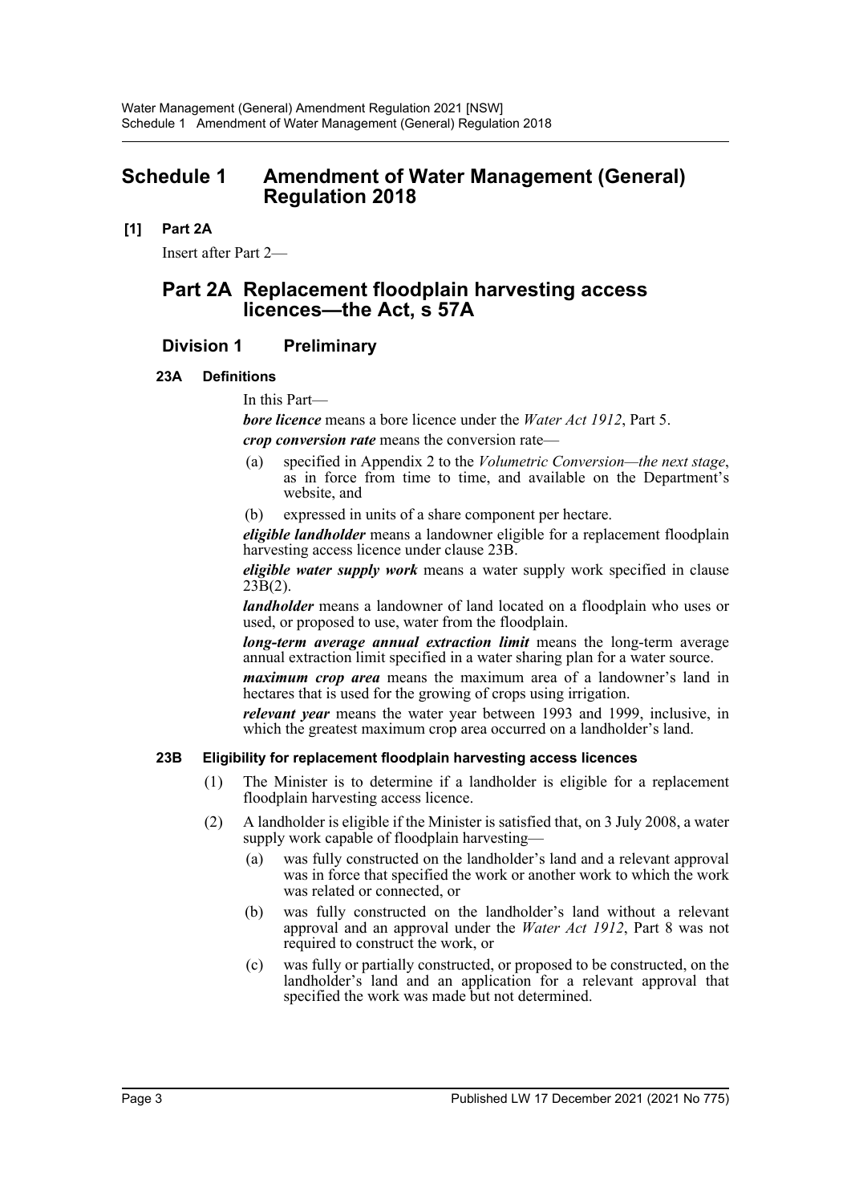# Schedule 1 Amendment of Water Management (General) Regulation 2018

**[1] Part 2A**

Insert after Part 2—

## Part 2A Replacement floodplain harvesting access licences—the Act, s 57A

### Division 1 Preliminary

#### 23A Definitions

In this Part—

***bore licence*** means a bore licence under the *Water Act 1912*, Part 5.

***crop conversion rate*** means the conversion rate—

(a) specified in Appendix 2 to the *Volumetric Conversion—the next stage*, as in force from time to time, and available on the Department's website, and

(b) expressed in units of a share component per hectare.

***eligible landholder*** means a landowner eligible for a replacement floodplain harvesting access licence under clause 23B.

***eligible water supply work*** means a water supply work specified in clause 23B(2).

***landholder*** means a landowner of land located on a floodplain who uses or used, or proposed to use, water from the floodplain.

***long-term average annual extraction limit*** means the long-term average annual extraction limit specified in a water sharing plan for a water source.

***maximum crop area*** means the maximum area of a landowner's land in hectares that is used for the growing of crops using irrigation.

***relevant year*** means the water year between 1993 and 1999, inclusive, in which the greatest maximum crop area occurred on a landholder's land.

#### 23B Eligibility for replacement floodplain harvesting access licences

(1) The Minister is to determine if a landholder is eligible for a replacement floodplain harvesting access licence.

(2) A landholder is eligible if the Minister is satisfied that, on 3 July 2008, a water supply work capable of floodplain harvesting—

(a) was fully constructed on the landholder's land and a relevant approval was in force that specified the work or another work to which the work was related or connected, or

(b) was fully constructed on the landholder's land without a relevant approval and an approval under the *Water Act 1912*, Part 8 was not required to construct the work, or

(c) was fully or partially constructed, or proposed to be constructed, on the landholder's land and an application for a relevant approval that specified the work was made but not determined.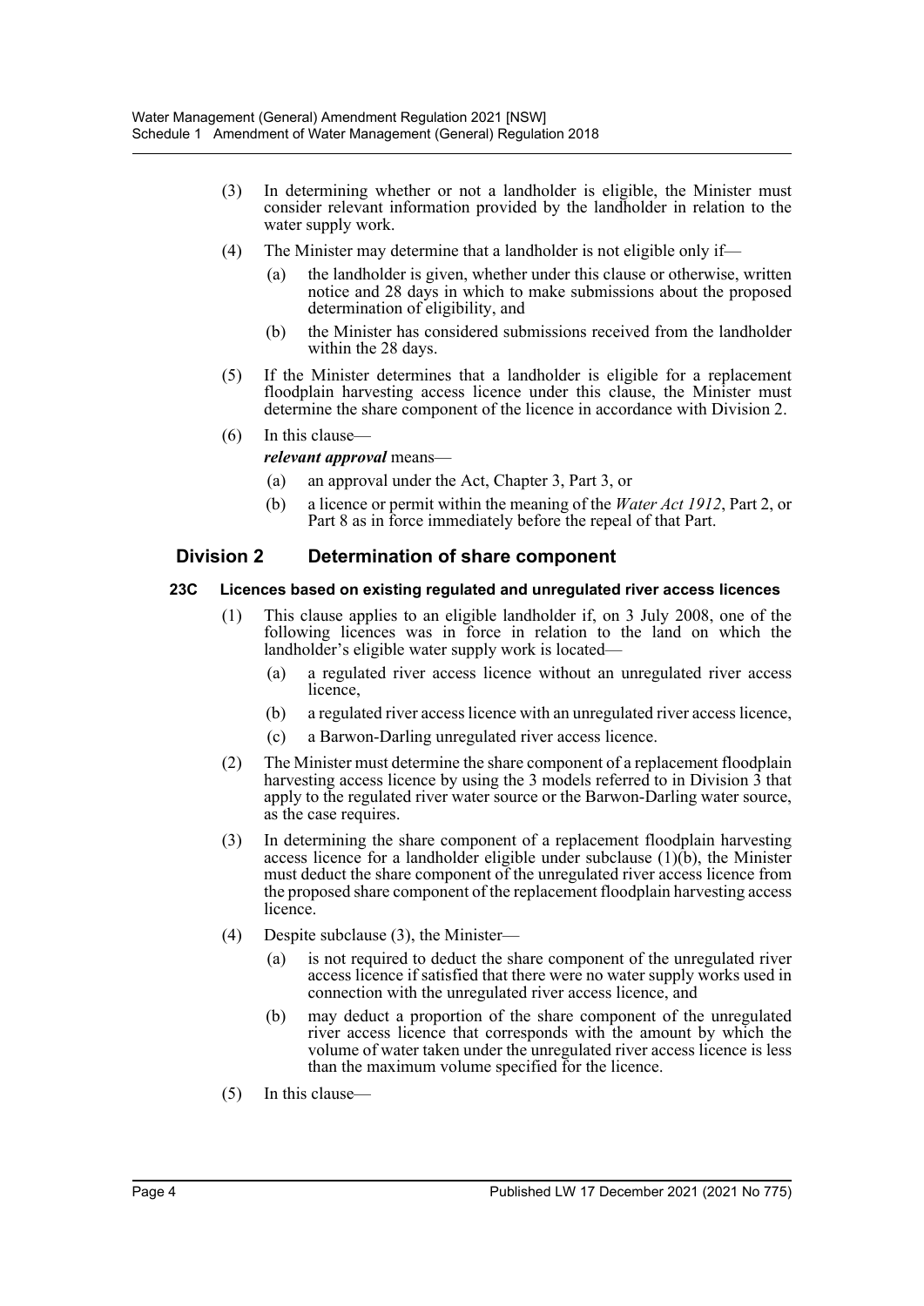(3) In determining whether or not a landholder is eligible, the Minister must consider relevant information provided by the landholder in relation to the water supply work.

(4) The Minister may determine that a landholder is not eligible only if—

(a) the landholder is given, whether under this clause or otherwise, written notice and 28 days in which to make submissions about the proposed determination of eligibility, and

(b) the Minister has considered submissions received from the landholder within the 28 days.

(5) If the Minister determines that a landholder is eligible for a replacement floodplain harvesting access licence under this clause, the Minister must determine the share component of the licence in accordance with Division 2.

(6) In this clause—

***relevant approval*** means—

(a) an approval under the Act, Chapter 3, Part 3, or

(b) a licence or permit within the meaning of the *Water Act 1912*, Part 2, or Part 8 as in force immediately before the repeal of that Part.

## Division 2 Determination of share component

### 23C Licences based on existing regulated and unregulated river access licences

(1) This clause applies to an eligible landholder if, on 3 July 2008, one of the following licences was in force in relation to the land on which the landholder's eligible water supply work is located—

(a) a regulated river access licence without an unregulated river access licence,

(b) a regulated river access licence with an unregulated river access licence,

(c) a Barwon-Darling unregulated river access licence.

(2) The Minister must determine the share component of a replacement floodplain harvesting access licence by using the 3 models referred to in Division 3 that apply to the regulated river water source or the Barwon-Darling water source, as the case requires.

(3) In determining the share component of a replacement floodplain harvesting access licence for a landholder eligible under subclause (1)(b), the Minister must deduct the share component of the unregulated river access licence from the proposed share component of the replacement floodplain harvesting access licence.

(4) Despite subclause (3), the Minister—

(a) is not required to deduct the share component of the unregulated river access licence if satisfied that there were no water supply works used in connection with the unregulated river access licence, and

(b) may deduct a proportion of the share component of the unregulated river access licence that corresponds with the amount by which the volume of water taken under the unregulated river access licence is less than the maximum volume specified for the licence.

(5) In this clause—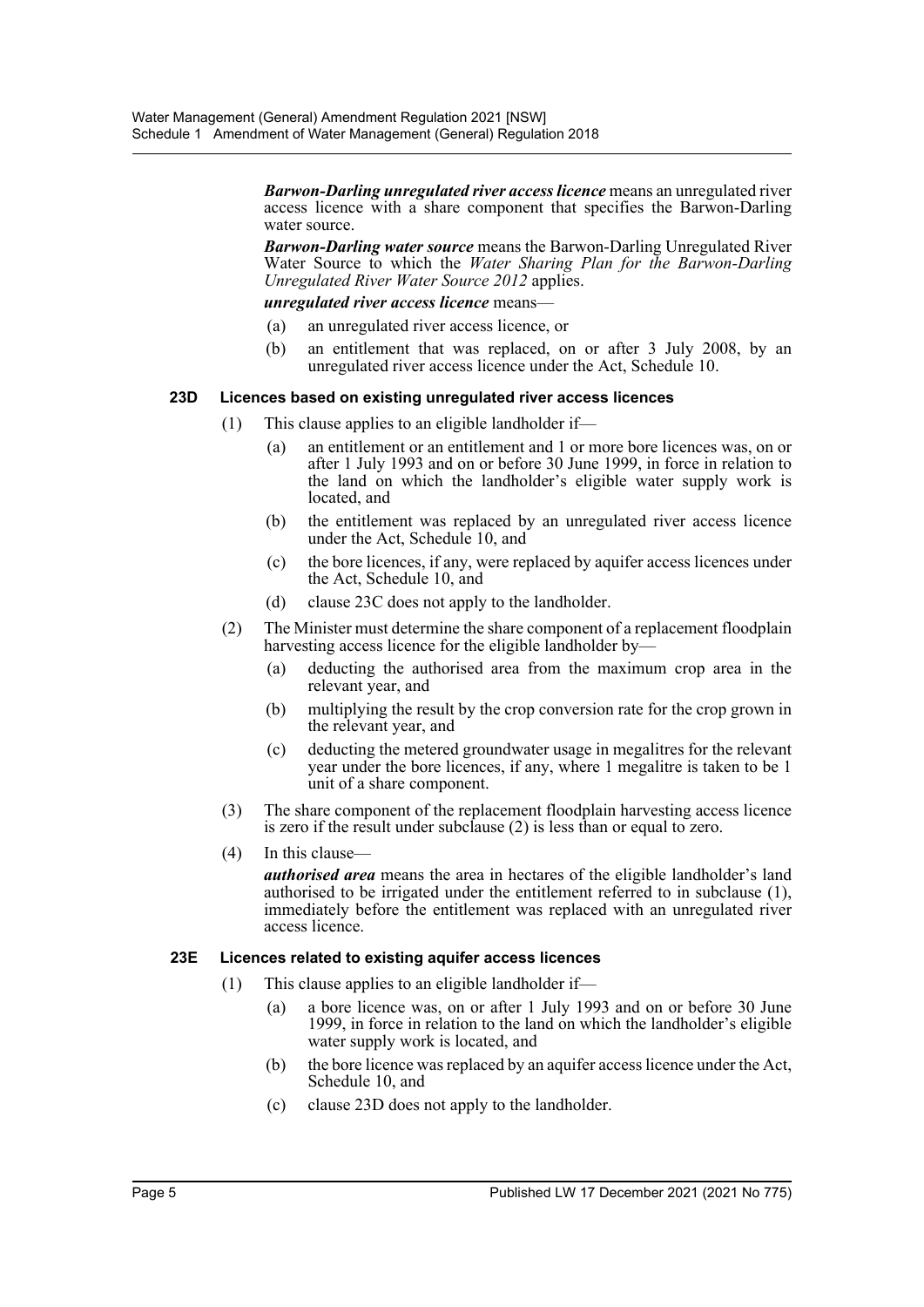***Barwon-Darling unregulated river access licence*** means an unregulated river access licence with a share component that specifies the Barwon-Darling water source.

***Barwon-Darling water source*** means the Barwon-Darling Unregulated River Water Source to which the *Water Sharing Plan for the Barwon-Darling Unregulated River Water Source 2012* applies.

***unregulated river access licence*** means—

(a) an unregulated river access licence, or

(b) an entitlement that was replaced, on or after 3 July 2008, by an unregulated river access licence under the Act, Schedule 10.

**23D Licences based on existing unregulated river access licences**

(1) This clause applies to an eligible landholder if—

(a) an entitlement or an entitlement and 1 or more bore licences was, on or after 1 July 1993 and on or before 30 June 1999, in force in relation to the land on which the landholder's eligible water supply work is located, and

(b) the entitlement was replaced by an unregulated river access licence under the Act, Schedule 10, and

(c) the bore licences, if any, were replaced by aquifer access licences under the Act, Schedule 10, and

(d) clause 23C does not apply to the landholder.

(2) The Minister must determine the share component of a replacement floodplain harvesting access licence for the eligible landholder by—

(a) deducting the authorised area from the maximum crop area in the relevant year, and

(b) multiplying the result by the crop conversion rate for the crop grown in the relevant year, and

(c) deducting the metered groundwater usage in megalitres for the relevant year under the bore licences, if any, where 1 megalitre is taken to be 1 unit of a share component.

(3) The share component of the replacement floodplain harvesting access licence is zero if the result under subclause (2) is less than or equal to zero.

(4) In this clause—

***authorised area*** means the area in hectares of the eligible landholder's land authorised to be irrigated under the entitlement referred to in subclause (1), immediately before the entitlement was replaced with an unregulated river access licence.

**23E Licences related to existing aquifer access licences**

(1) This clause applies to an eligible landholder if—

(a) a bore licence was, on or after 1 July 1993 and on or before 30 June 1999, in force in relation to the land on which the landholder's eligible water supply work is located, and

(b) the bore licence was replaced by an aquifer access licence under the Act, Schedule 10, and

(c) clause 23D does not apply to the landholder.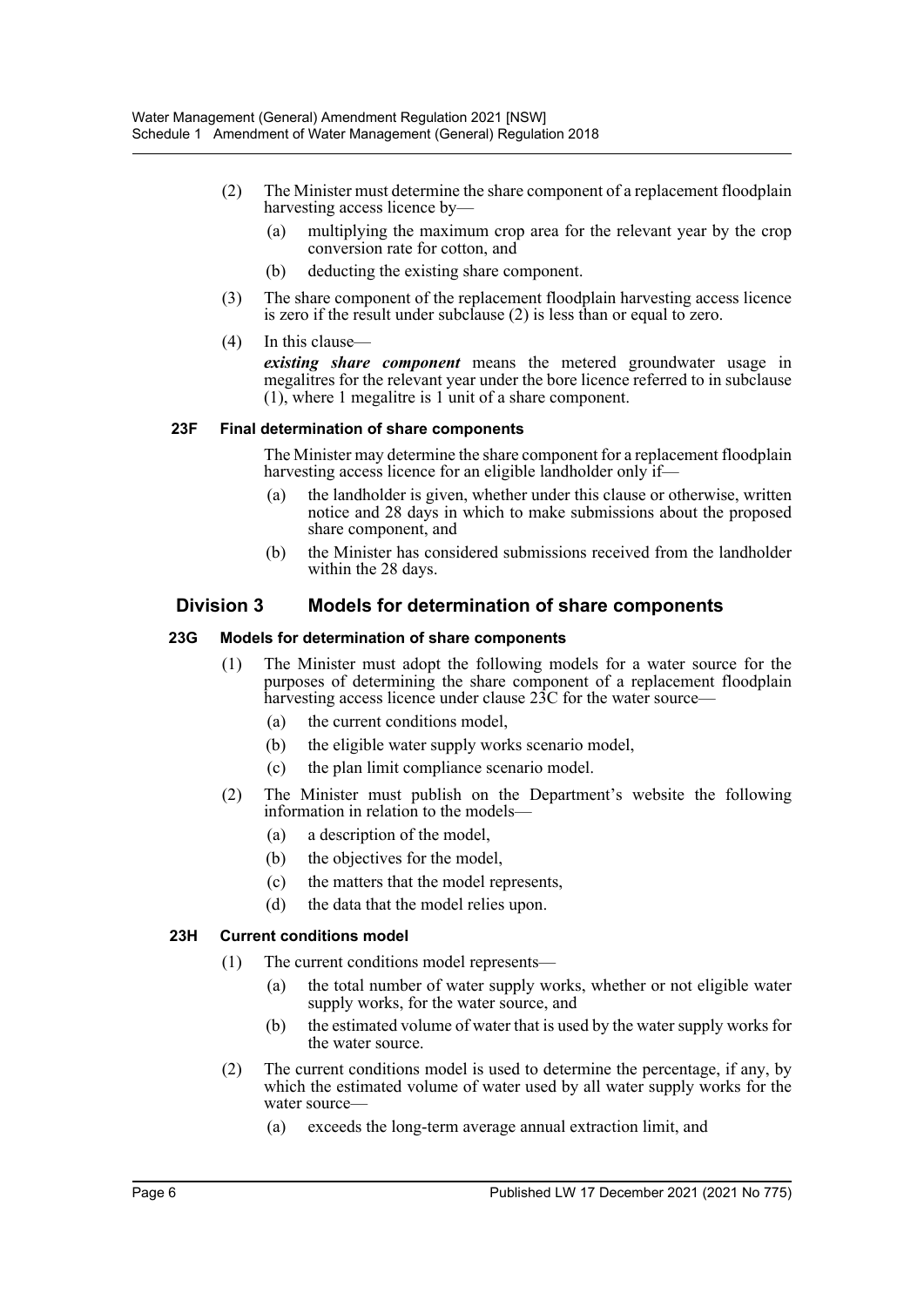(2) The Minister must determine the share component of a replacement floodplain harvesting access licence by—

(a) multiplying the maximum crop area for the relevant year by the crop conversion rate for cotton, and

(b) deducting the existing share component.

(3) The share component of the replacement floodplain harvesting access licence is zero if the result under subclause (2) is less than or equal to zero.

(4) In this clause—

***existing share component*** means the metered groundwater usage in megalitres for the relevant year under the bore licence referred to in subclause (1), where 1 megalitre is 1 unit of a share component.

#### 23F Final determination of share components

The Minister may determine the share component for a replacement floodplain harvesting access licence for an eligible landholder only if—

(a) the landholder is given, whether under this clause or otherwise, written notice and 28 days in which to make submissions about the proposed share component, and

(b) the Minister has considered submissions received from the landholder within the 28 days.

### Division 3 Models for determination of share components

#### 23G Models for determination of share components

(1) The Minister must adopt the following models for a water source for the purposes of determining the share component of a replacement floodplain harvesting access licence under clause 23C for the water source—

(a) the current conditions model,

(b) the eligible water supply works scenario model,

(c) the plan limit compliance scenario model.

(2) The Minister must publish on the Department's website the following information in relation to the models—

(a) a description of the model,

(b) the objectives for the model,

(c) the matters that the model represents,

(d) the data that the model relies upon.

#### 23H Current conditions model

(1) The current conditions model represents—

(a) the total number of water supply works, whether or not eligible water supply works, for the water source, and

(b) the estimated volume of water that is used by the water supply works for the water source.

(2) The current conditions model is used to determine the percentage, if any, by which the estimated volume of water used by all water supply works for the water source—

(a) exceeds the long-term average annual extraction limit, and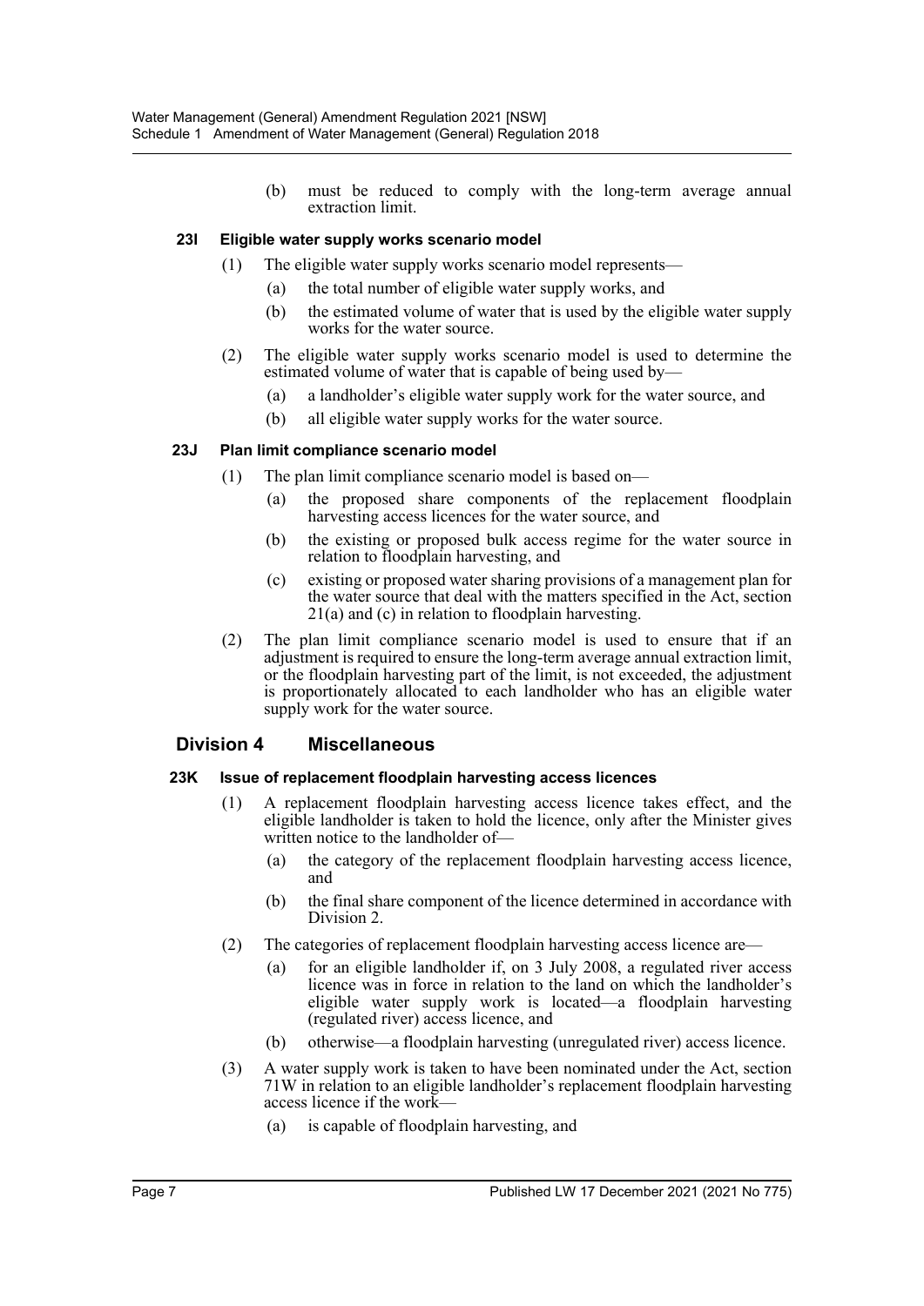(b) must be reduced to comply with the long-term average annual extraction limit.

#### 23I Eligible water supply works scenario model

(1) The eligible water supply works scenario model represents—

(a) the total number of eligible water supply works, and

(b) the estimated volume of water that is used by the eligible water supply works for the water source.

(2) The eligible water supply works scenario model is used to determine the estimated volume of water that is capable of being used by—

(a) a landholder's eligible water supply work for the water source, and

(b) all eligible water supply works for the water source.

#### 23J Plan limit compliance scenario model

(1) The plan limit compliance scenario model is based on—

(a) the proposed share components of the replacement floodplain harvesting access licences for the water source, and

(b) the existing or proposed bulk access regime for the water source in relation to floodplain harvesting, and

(c) existing or proposed water sharing provisions of a management plan for the water source that deal with the matters specified in the Act, section 21(a) and (c) in relation to floodplain harvesting.

(2) The plan limit compliance scenario model is used to ensure that if an adjustment is required to ensure the long-term average annual extraction limit, or the floodplain harvesting part of the limit, is not exceeded, the adjustment is proportionately allocated to each landholder who has an eligible water supply work for the water source.

## Division 4 Miscellaneous

#### 23K Issue of replacement floodplain harvesting access licences

(1) A replacement floodplain harvesting access licence takes effect, and the eligible landholder is taken to hold the licence, only after the Minister gives written notice to the landholder of—

(a) the category of the replacement floodplain harvesting access licence, and

(b) the final share component of the licence determined in accordance with Division 2.

(2) The categories of replacement floodplain harvesting access licence are—

(a) for an eligible landholder if, on 3 July 2008, a regulated river access licence was in force in relation to the land on which the landholder's eligible water supply work is located—a floodplain harvesting (regulated river) access licence, and

(b) otherwise—a floodplain harvesting (unregulated river) access licence.

(3) A water supply work is taken to have been nominated under the Act, section 71W in relation to an eligible landholder's replacement floodplain harvesting access licence if the work—

(a) is capable of floodplain harvesting, and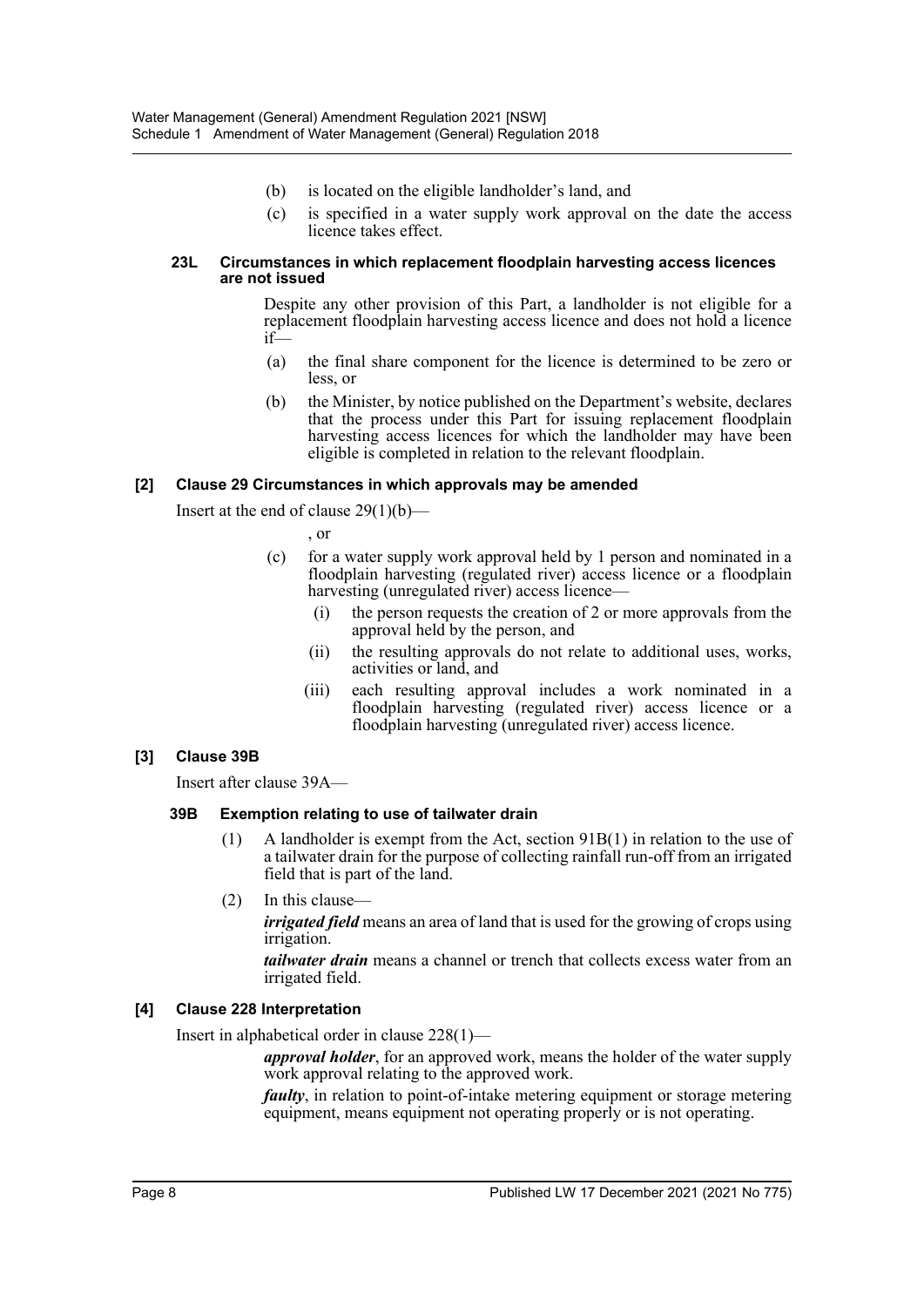(b) is located on the eligible landholder's land, and

(c) is specified in a water supply work approval on the date the access licence takes effect.

#### 23L Circumstances in which replacement floodplain harvesting access licences are not issued

Despite any other provision of this Part, a landholder is not eligible for a replacement floodplain harvesting access licence and does not hold a licence if—

(a) the final share component for the licence is determined to be zero or less, or

(b) the Minister, by notice published on the Department's website, declares that the process under this Part for issuing replacement floodplain harvesting access licences for which the landholder may have been eligible is completed in relation to the relevant floodplain.

### [2] Clause 29 Circumstances in which approvals may be amended

Insert at the end of clause 29(1)(b)—

, or

(c) for a water supply work approval held by 1 person and nominated in a floodplain harvesting (regulated river) access licence or a floodplain harvesting (unregulated river) access licence—

(i) the person requests the creation of 2 or more approvals from the approval held by the person, and

(ii) the resulting approvals do not relate to additional uses, works, activities or land, and

(iii) each resulting approval includes a work nominated in a floodplain harvesting (regulated river) access licence or a floodplain harvesting (unregulated river) access licence.

### [3] Clause 39B

Insert after clause 39A—

#### 39B Exemption relating to use of tailwater drain

(1) A landholder is exempt from the Act, section 91B(1) in relation to the use of a tailwater drain for the purpose of collecting rainfall run-off from an irrigated field that is part of the land.

(2) In this clause—

***irrigated field*** means an area of land that is used for the growing of crops using irrigation.

***tailwater drain*** means a channel or trench that collects excess water from an irrigated field.

### [4] Clause 228 Interpretation

Insert in alphabetical order in clause 228(1)—

***approval holder***, for an approved work, means the holder of the water supply work approval relating to the approved work.

***faulty***, in relation to point-of-intake metering equipment or storage metering equipment, means equipment not operating properly or is not operating.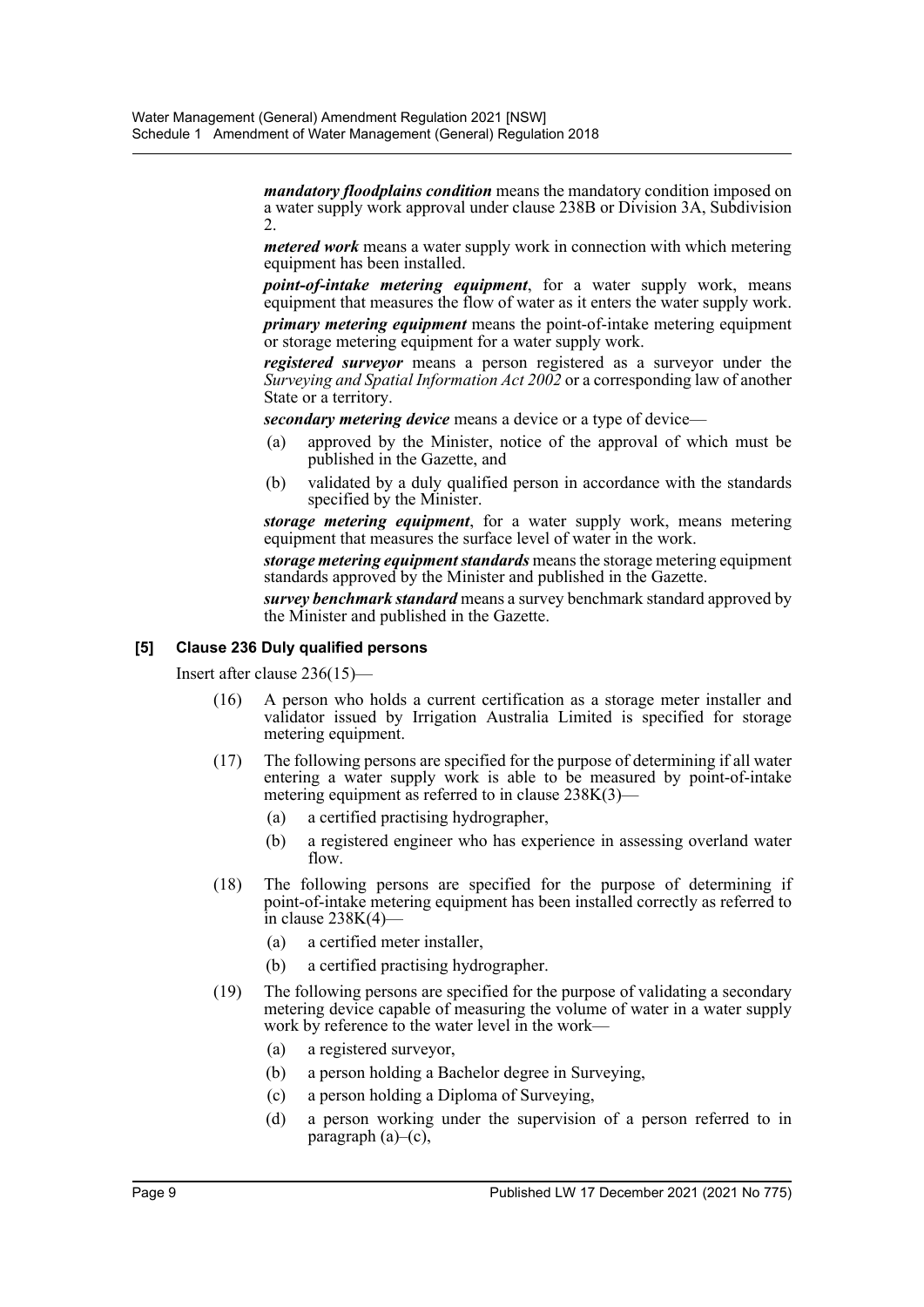***mandatory floodplains condition*** means the mandatory condition imposed on a water supply work approval under clause 238B or Division 3A, Subdivision 2.

***metered work*** means a water supply work in connection with which metering equipment has been installed.

***point-of-intake metering equipment***, for a water supply work, means equipment that measures the flow of water as it enters the water supply work.

***primary metering equipment*** means the point-of-intake metering equipment or storage metering equipment for a water supply work.

***registered surveyor*** means a person registered as a surveyor under the *Surveying and Spatial Information Act 2002* or a corresponding law of another State or a territory.

***secondary metering device*** means a device or a type of device—

(a) approved by the Minister, notice of the approval of which must be published in the Gazette, and

(b) validated by a duly qualified person in accordance with the standards specified by the Minister.

***storage metering equipment***, for a water supply work, means metering equipment that measures the surface level of water in the work.

***storage metering equipment standards*** means the storage metering equipment standards approved by the Minister and published in the Gazette.

***survey benchmark standard*** means a survey benchmark standard approved by the Minister and published in the Gazette.

**[5] Clause 236 Duly qualified persons**

Insert after clause 236(15)—

(16) A person who holds a current certification as a storage meter installer and validator issued by Irrigation Australia Limited is specified for storage metering equipment.

(17) The following persons are specified for the purpose of determining if all water entering a water supply work is able to be measured by point-of-intake metering equipment as referred to in clause 238K(3)—

(a) a certified practising hydrographer,

(b) a registered engineer who has experience in assessing overland water flow.

(18) The following persons are specified for the purpose of determining if point-of-intake metering equipment has been installed correctly as referred to in clause 238K(4)—

(a) a certified meter installer,

(b) a certified practising hydrographer.

(19) The following persons are specified for the purpose of validating a secondary metering device capable of measuring the volume of water in a water supply work by reference to the water level in the work—

(a) a registered surveyor,

(b) a person holding a Bachelor degree in Surveying,

(c) a person holding a Diploma of Surveying,

(d) a person working under the supervision of a person referred to in paragraph (a)–(c),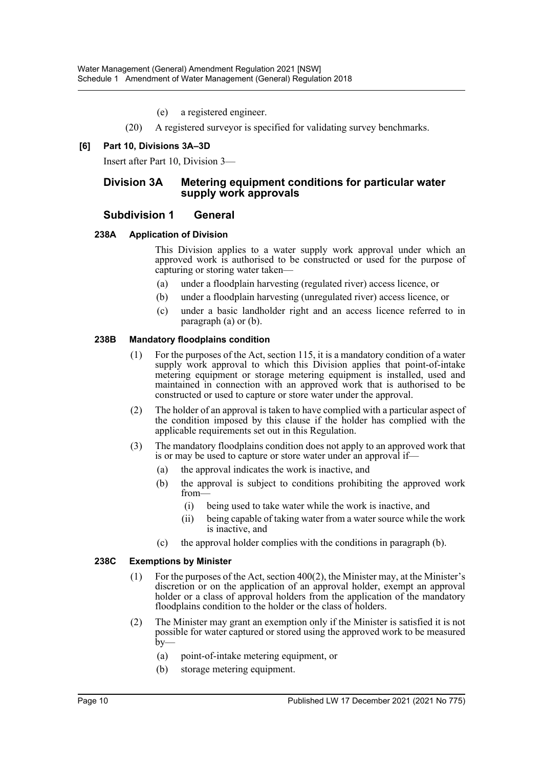(e) a registered engineer.

(20) A registered surveyor is specified for validating survey benchmarks.

**[6] Part 10, Divisions 3A–3D**

Insert after Part 10, Division 3—

## Division 3A Metering equipment conditions for particular water supply work approvals

### Subdivision 1 General

#### 238A Application of Division

This Division applies to a water supply work approval under which an approved work is authorised to be constructed or used for the purpose of capturing or storing water taken—

(a) under a floodplain harvesting (regulated river) access licence, or

(b) under a floodplain harvesting (unregulated river) access licence, or

(c) under a basic landholder right and an access licence referred to in paragraph (a) or (b).

#### 238B Mandatory floodplains condition

(1) For the purposes of the Act, section 115, it is a mandatory condition of a water supply work approval to which this Division applies that point-of-intake metering equipment or storage metering equipment is installed, used and maintained in connection with an approved work that is authorised to be constructed or used to capture or store water under the approval.

(2) The holder of an approval is taken to have complied with a particular aspect of the condition imposed by this clause if the holder has complied with the applicable requirements set out in this Regulation.

(3) The mandatory floodplains condition does not apply to an approved work that is or may be used to capture or store water under an approval if—

(a) the approval indicates the work is inactive, and

(b) the approval is subject to conditions prohibiting the approved work from—

(i) being used to take water while the work is inactive, and

(ii) being capable of taking water from a water source while the work is inactive, and

(c) the approval holder complies with the conditions in paragraph (b).

#### 238C Exemptions by Minister

(1) For the purposes of the Act, section 400(2), the Minister may, at the Minister's discretion or on the application of an approval holder, exempt an approval holder or a class of approval holders from the application of the mandatory floodplains condition to the holder or the class of holders.

(2) The Minister may grant an exemption only if the Minister is satisfied it is not possible for water captured or stored using the approved work to be measured by—

(a) point-of-intake metering equipment, or

(b) storage metering equipment.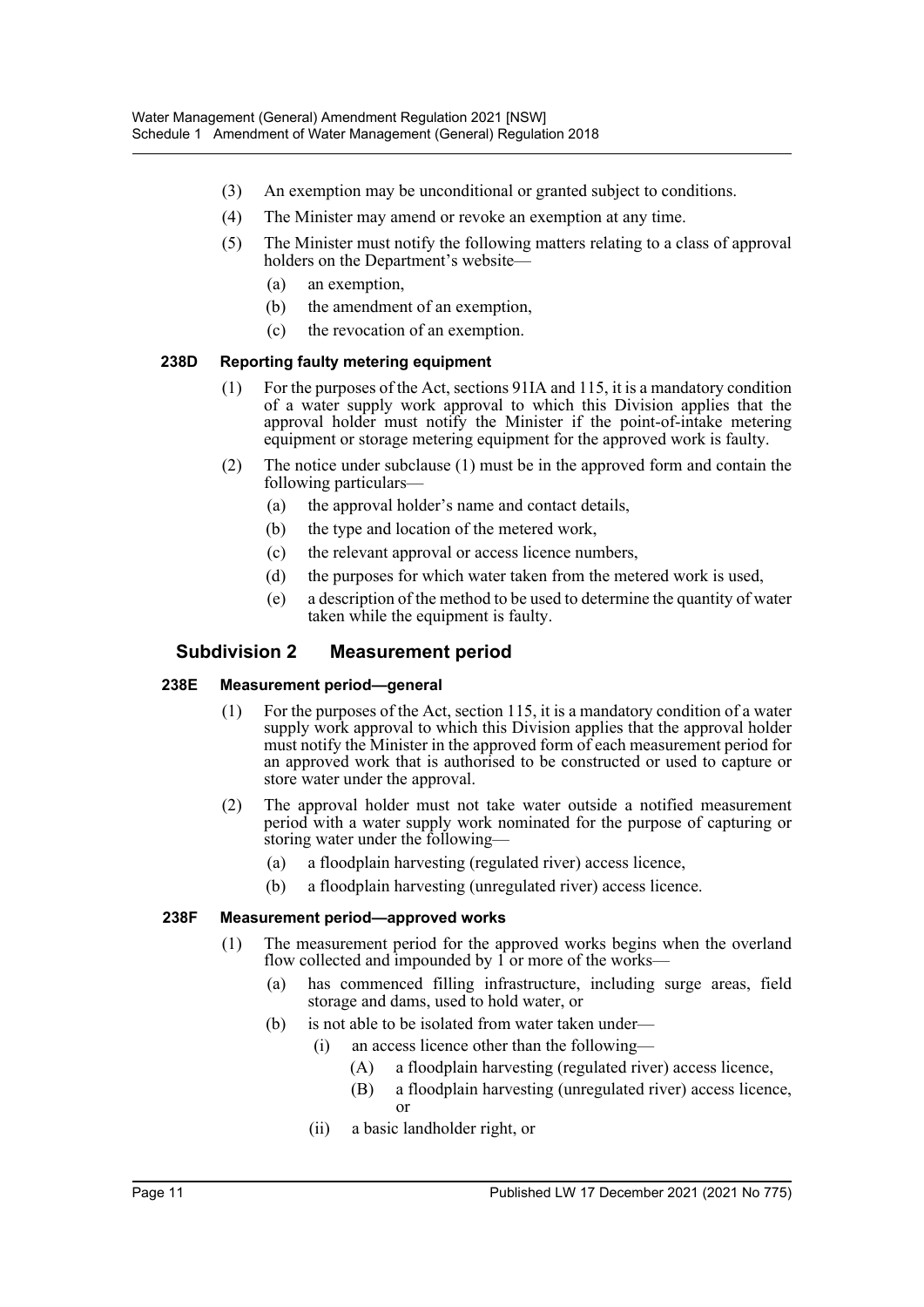(3) An exemption may be unconditional or granted subject to conditions.

(4) The Minister may amend or revoke an exemption at any time.

(5) The Minister must notify the following matters relating to a class of approval holders on the Department's website—

(a) an exemption,

(b) the amendment of an exemption,

(c) the revocation of an exemption.

#### 238D Reporting faulty metering equipment

(1) For the purposes of the Act, sections 91IA and 115, it is a mandatory condition of a water supply work approval to which this Division applies that the approval holder must notify the Minister if the point-of-intake metering equipment or storage metering equipment for the approved work is faulty.

(2) The notice under subclause (1) must be in the approved form and contain the following particulars—

(a) the approval holder's name and contact details,

(b) the type and location of the metered work,

(c) the relevant approval or access licence numbers,

(d) the purposes for which water taken from the metered work is used,

(e) a description of the method to be used to determine the quantity of water taken while the equipment is faulty.

### Subdivision 2 Measurement period

#### 238E Measurement period—general

(1) For the purposes of the Act, section 115, it is a mandatory condition of a water supply work approval to which this Division applies that the approval holder must notify the Minister in the approved form of each measurement period for an approved work that is authorised to be constructed or used to capture or store water under the approval.

(2) The approval holder must not take water outside a notified measurement period with a water supply work nominated for the purpose of capturing or storing water under the following—

(a) a floodplain harvesting (regulated river) access licence,

(b) a floodplain harvesting (unregulated river) access licence.

#### 238F Measurement period—approved works

(1) The measurement period for the approved works begins when the overland flow collected and impounded by 1 or more of the works—

(a) has commenced filling infrastructure, including surge areas, field storage and dams, used to hold water, or

(b) is not able to be isolated from water taken under—

(i) an access licence other than the following—

(A) a floodplain harvesting (regulated river) access licence,

(B) a floodplain harvesting (unregulated river) access licence, or

(ii) a basic landholder right, or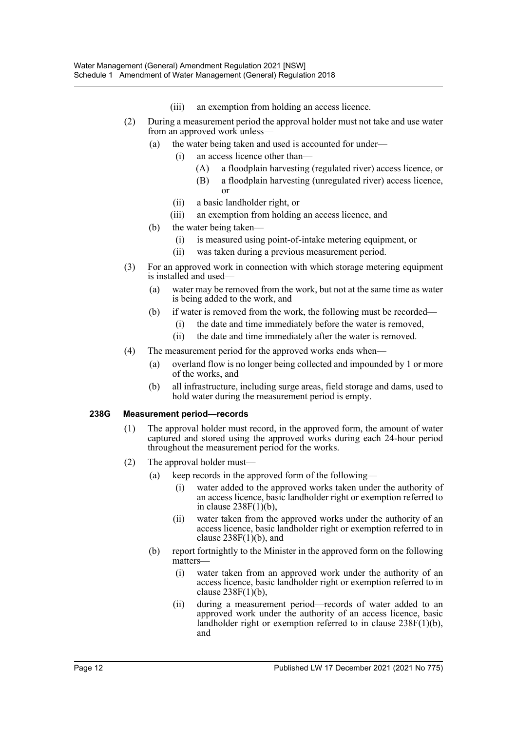(iii) an exemption from holding an access licence.

(2) During a measurement period the approval holder must not take and use water from an approved work unless—

(a) the water being taken and used is accounted for under—

(i) an access licence other than—

(A) a floodplain harvesting (regulated river) access licence, or

(B) a floodplain harvesting (unregulated river) access licence, or

(ii) a basic landholder right, or

(iii) an exemption from holding an access licence, and

(b) the water being taken—

(i) is measured using point-of-intake metering equipment, or

(ii) was taken during a previous measurement period.

(3) For an approved work in connection with which storage metering equipment is installed and used—

(a) water may be removed from the work, but not at the same time as water is being added to the work, and

(b) if water is removed from the work, the following must be recorded—

(i) the date and time immediately before the water is removed,

(ii) the date and time immediately after the water is removed.

(4) The measurement period for the approved works ends when—

(a) overland flow is no longer being collected and impounded by 1 or more of the works, and

(b) all infrastructure, including surge areas, field storage and dams, used to hold water during the measurement period is empty.

**238G Measurement period—records**

(1) The approval holder must record, in the approved form, the amount of water captured and stored using the approved works during each 24-hour period throughout the measurement period for the works.

(2) The approval holder must—

(a) keep records in the approved form of the following—

(i) water added to the approved works taken under the authority of an access licence, basic landholder right or exemption referred to in clause 238F(1)(b),

(ii) water taken from the approved works under the authority of an access licence, basic landholder right or exemption referred to in clause 238F(1)(b), and

(b) report fortnightly to the Minister in the approved form on the following matters—

(i) water taken from an approved work under the authority of an access licence, basic landholder right or exemption referred to in clause 238F(1)(b),

(ii) during a measurement period—records of water added to an approved work under the authority of an access licence, basic landholder right or exemption referred to in clause 238F(1)(b), and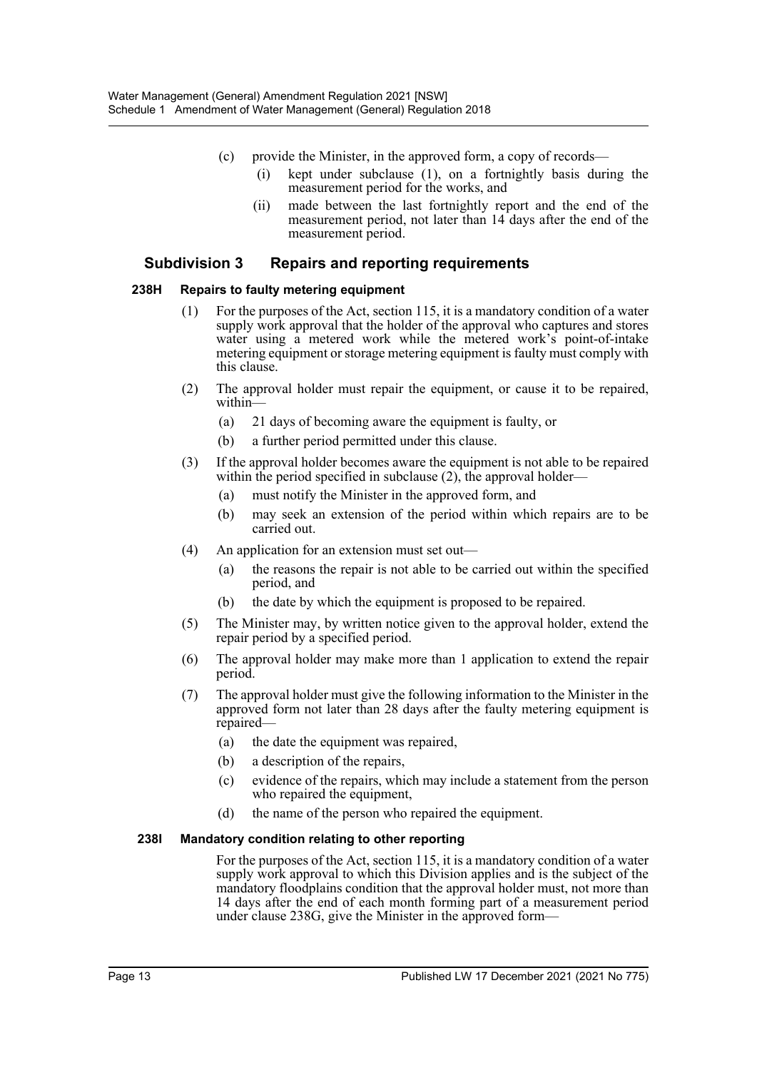(c) provide the Minister, in the approved form, a copy of records—

(i) kept under subclause (1), on a fortnightly basis during the measurement period for the works, and

(ii) made between the last fortnightly report and the end of the measurement period, not later than 14 days after the end of the measurement period.

## Subdivision 3 Repairs and reporting requirements

### 238H Repairs to faulty metering equipment

(1) For the purposes of the Act, section 115, it is a mandatory condition of a water supply work approval that the holder of the approval who captures and stores water using a metered work while the metered work's point-of-intake metering equipment or storage metering equipment is faulty must comply with this clause.

(2) The approval holder must repair the equipment, or cause it to be repaired, within—

(a) 21 days of becoming aware the equipment is faulty, or

(b) a further period permitted under this clause.

(3) If the approval holder becomes aware the equipment is not able to be repaired within the period specified in subclause (2), the approval holder—

(a) must notify the Minister in the approved form, and

(b) may seek an extension of the period within which repairs are to be carried out.

(4) An application for an extension must set out—

(a) the reasons the repair is not able to be carried out within the specified period, and

(b) the date by which the equipment is proposed to be repaired.

(5) The Minister may, by written notice given to the approval holder, extend the repair period by a specified period.

(6) The approval holder may make more than 1 application to extend the repair period.

(7) The approval holder must give the following information to the Minister in the approved form not later than 28 days after the faulty metering equipment is repaired—

(a) the date the equipment was repaired,

(b) a description of the repairs,

(c) evidence of the repairs, which may include a statement from the person who repaired the equipment,

(d) the name of the person who repaired the equipment.

### 238I Mandatory condition relating to other reporting

For the purposes of the Act, section 115, it is a mandatory condition of a water supply work approval to which this Division applies and is the subject of the mandatory floodplains condition that the approval holder must, not more than 14 days after the end of each month forming part of a measurement period under clause 238G, give the Minister in the approved form—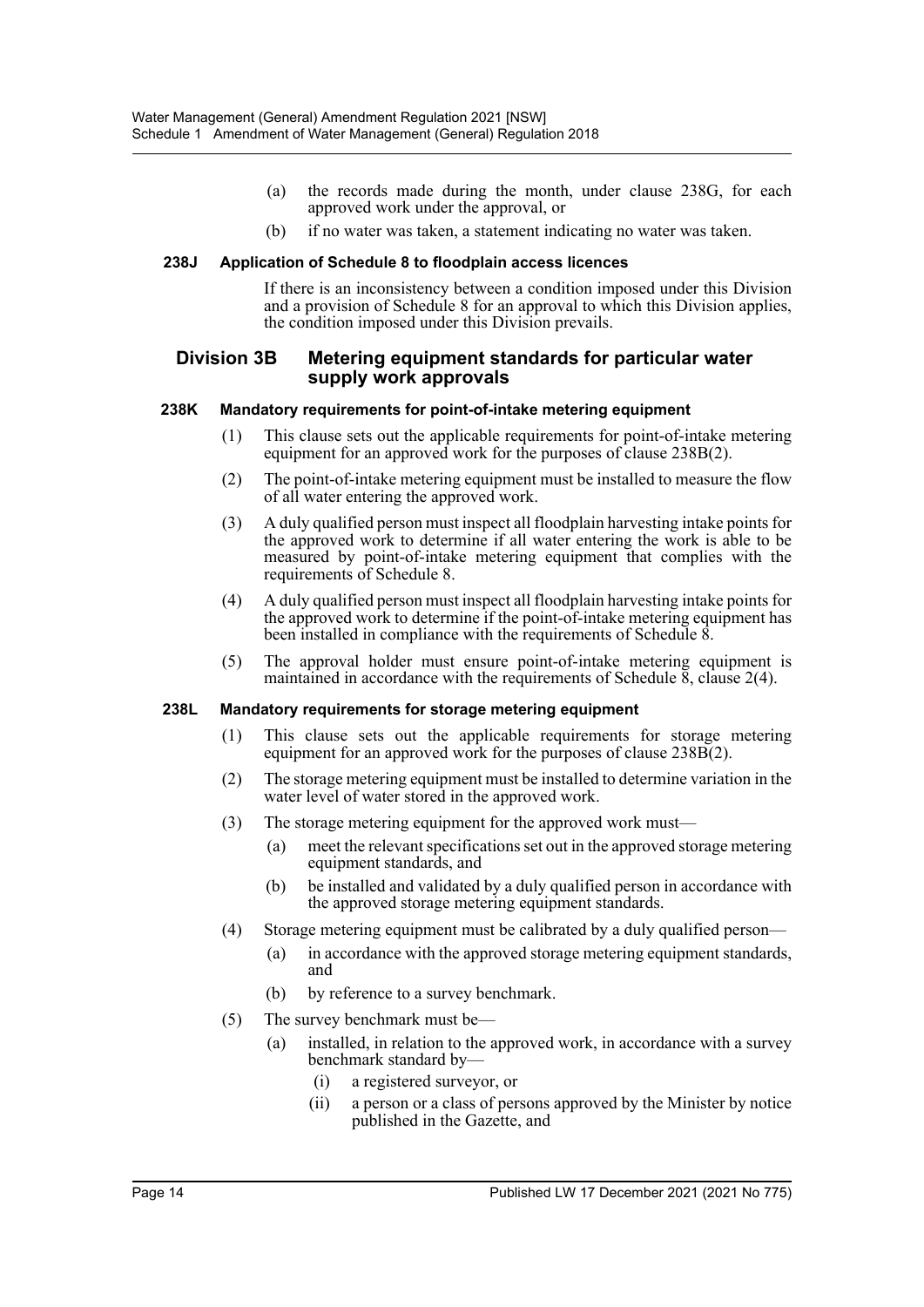(a) the records made during the month, under clause 238G, for each approved work under the approval, or

(b) if no water was taken, a statement indicating no water was taken.

#### 238J Application of Schedule 8 to floodplain access licences

If there is an inconsistency between a condition imposed under this Division and a provision of Schedule 8 for an approval to which this Division applies, the condition imposed under this Division prevails.

### Division 3B Metering equipment standards for particular water supply work approvals

#### 238K Mandatory requirements for point-of-intake metering equipment

(1) This clause sets out the applicable requirements for point-of-intake metering equipment for an approved work for the purposes of clause 238B(2).

(2) The point-of-intake metering equipment must be installed to measure the flow of all water entering the approved work.

(3) A duly qualified person must inspect all floodplain harvesting intake points for the approved work to determine if all water entering the work is able to be measured by point-of-intake metering equipment that complies with the requirements of Schedule 8.

(4) A duly qualified person must inspect all floodplain harvesting intake points for the approved work to determine if the point-of-intake metering equipment has been installed in compliance with the requirements of Schedule 8.

(5) The approval holder must ensure point-of-intake metering equipment is maintained in accordance with the requirements of Schedule 8, clause 2(4).

#### 238L Mandatory requirements for storage metering equipment

(1) This clause sets out the applicable requirements for storage metering equipment for an approved work for the purposes of clause 238B(2).

(2) The storage metering equipment must be installed to determine variation in the water level of water stored in the approved work.

(3) The storage metering equipment for the approved work must—

(a) meet the relevant specifications set out in the approved storage metering equipment standards, and

(b) be installed and validated by a duly qualified person in accordance with the approved storage metering equipment standards.

(4) Storage metering equipment must be calibrated by a duly qualified person—

(a) in accordance with the approved storage metering equipment standards, and

(b) by reference to a survey benchmark.

(5) The survey benchmark must be—

(a) installed, in relation to the approved work, in accordance with a survey benchmark standard by—

(i) a registered surveyor, or

(ii) a person or a class of persons approved by the Minister by notice published in the Gazette, and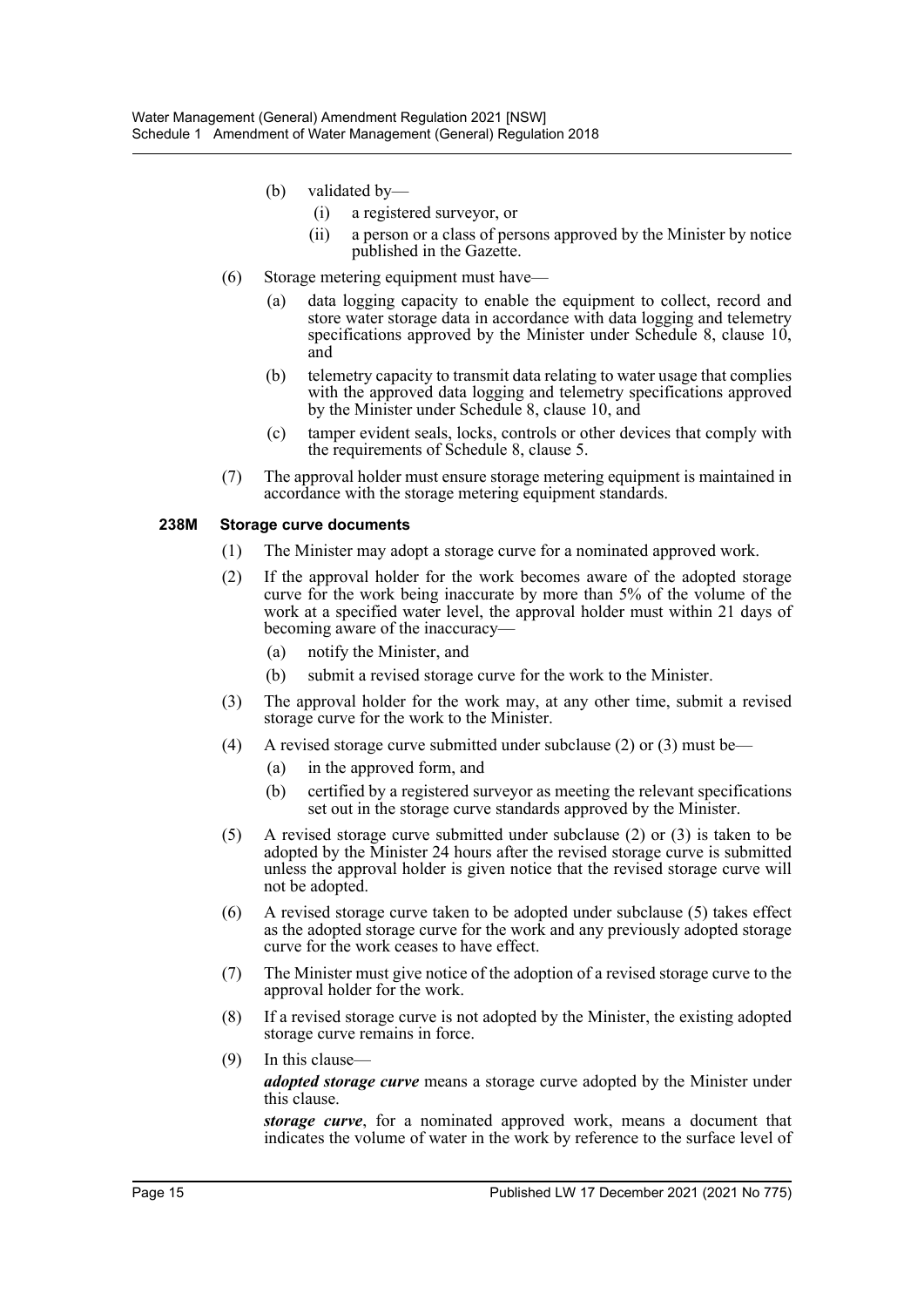- (b) validated by—
  - (i) a registered surveyor, or
  - (ii) a person or a class of persons approved by the Minister by notice published in the Gazette.

(6) Storage metering equipment must have—

- (a) data logging capacity to enable the equipment to collect, record and store water storage data in accordance with data logging and telemetry specifications approved by the Minister under Schedule 8, clause 10, and
- (b) telemetry capacity to transmit data relating to water usage that complies with the approved data logging and telemetry specifications approved by the Minister under Schedule 8, clause 10, and
- (c) tamper evident seals, locks, controls or other devices that comply with the requirements of Schedule 8, clause 5.

(7) The approval holder must ensure storage metering equipment is maintained in accordance with the storage metering equipment standards.

### 238M Storage curve documents

(1) The Minister may adopt a storage curve for a nominated approved work.

(2) If the approval holder for the work becomes aware of the adopted storage curve for the work being inaccurate by more than 5% of the volume of the work at a specified water level, the approval holder must within 21 days of becoming aware of the inaccuracy—

- (a) notify the Minister, and
- (b) submit a revised storage curve for the work to the Minister.

(3) The approval holder for the work may, at any other time, submit a revised storage curve for the work to the Minister.

(4) A revised storage curve submitted under subclause (2) or (3) must be—

- (a) in the approved form, and
- (b) certified by a registered surveyor as meeting the relevant specifications set out in the storage curve standards approved by the Minister.

(5) A revised storage curve submitted under subclause (2) or (3) is taken to be adopted by the Minister 24 hours after the revised storage curve is submitted unless the approval holder is given notice that the revised storage curve will not be adopted.

(6) A revised storage curve taken to be adopted under subclause (5) takes effect as the adopted storage curve for the work and any previously adopted storage curve for the work ceases to have effect.

(7) The Minister must give notice of the adoption of a revised storage curve to the approval holder for the work.

(8) If a revised storage curve is not adopted by the Minister, the existing adopted storage curve remains in force.

(9) In this clause—

***adopted storage curve*** means a storage curve adopted by the Minister under this clause.

***storage curve***, for a nominated approved work, means a document that indicates the volume of water in the work by reference to the surface level of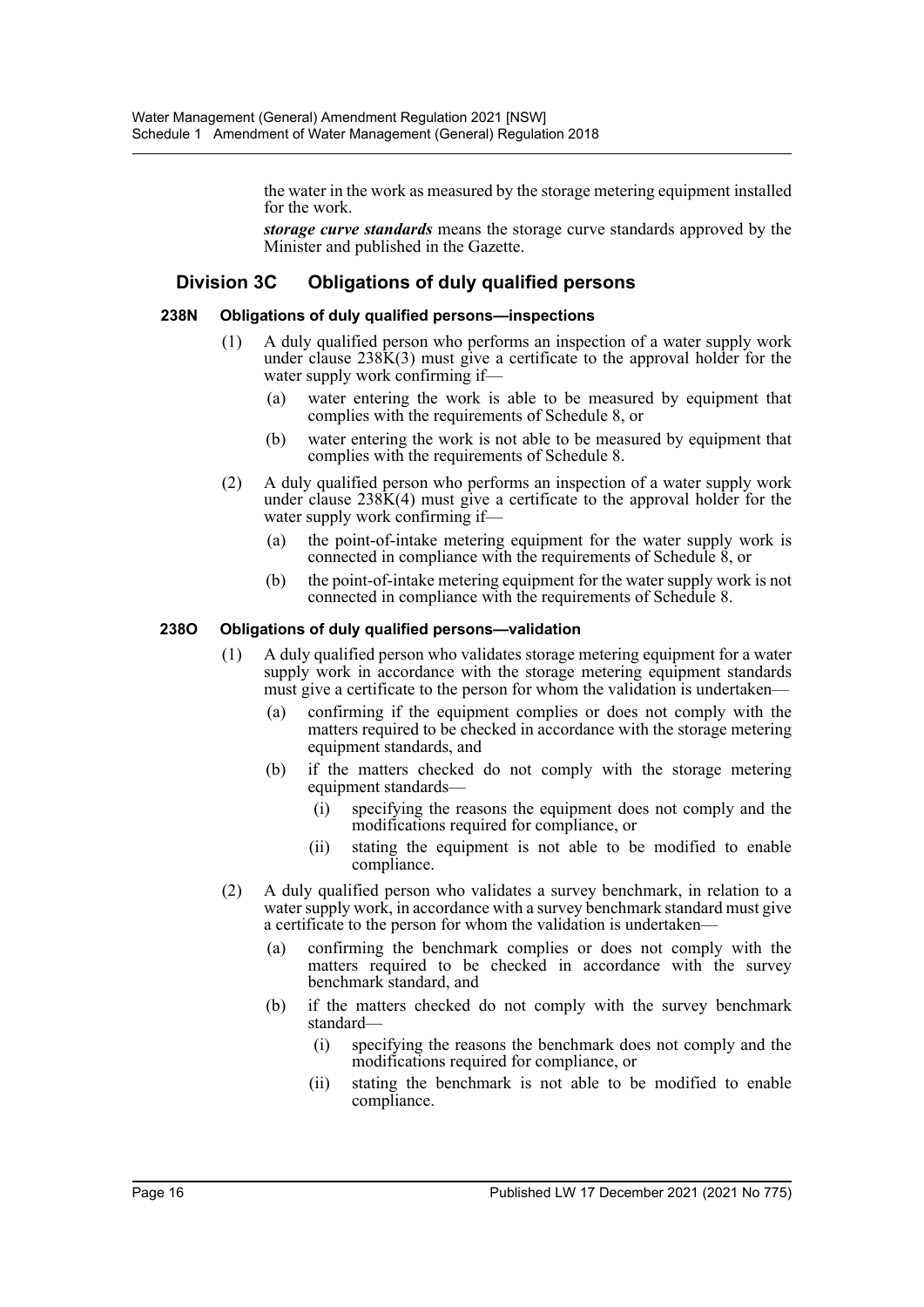the water in the work as measured by the storage metering equipment installed for the work.

***storage curve standards*** means the storage curve standards approved by the Minister and published in the Gazette.

## Division 3C Obligations of duly qualified persons

### 238N Obligations of duly qualified persons—inspections

(1) A duly qualified person who performs an inspection of a water supply work under clause 238K(3) must give a certificate to the approval holder for the water supply work confirming if—

(a) water entering the work is able to be measured by equipment that complies with the requirements of Schedule 8, or

(b) water entering the work is not able to be measured by equipment that complies with the requirements of Schedule 8.

(2) A duly qualified person who performs an inspection of a water supply work under clause 238K(4) must give a certificate to the approval holder for the water supply work confirming if—

(a) the point-of-intake metering equipment for the water supply work is connected in compliance with the requirements of Schedule 8, or

(b) the point-of-intake metering equipment for the water supply work is not connected in compliance with the requirements of Schedule 8.

### 238O Obligations of duly qualified persons—validation

(1) A duly qualified person who validates storage metering equipment for a water supply work in accordance with the storage metering equipment standards must give a certificate to the person for whom the validation is undertaken—

(a) confirming if the equipment complies or does not comply with the matters required to be checked in accordance with the storage metering equipment standards, and

(b) if the matters checked do not comply with the storage metering equipment standards—

(i) specifying the reasons the equipment does not comply and the modifications required for compliance, or

(ii) stating the equipment is not able to be modified to enable compliance.

(2) A duly qualified person who validates a survey benchmark, in relation to a water supply work, in accordance with a survey benchmark standard must give a certificate to the person for whom the validation is undertaken—

(a) confirming the benchmark complies or does not comply with the matters required to be checked in accordance with the survey benchmark standard, and

(b) if the matters checked do not comply with the survey benchmark standard—

(i) specifying the reasons the benchmark does not comply and the modifications required for compliance, or

(ii) stating the benchmark is not able to be modified to enable compliance.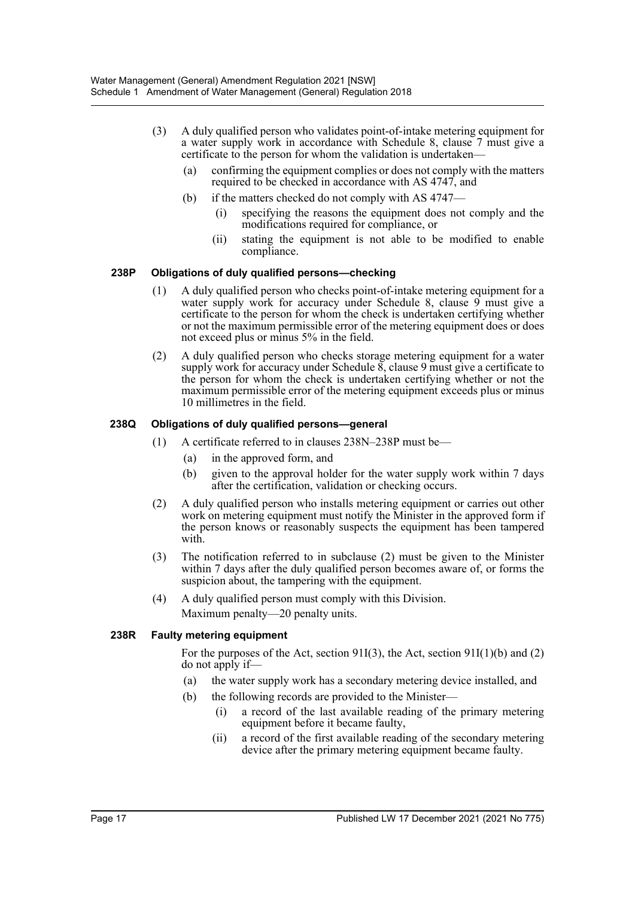(3) A duly qualified person who validates point-of-intake metering equipment for a water supply work in accordance with Schedule 8, clause 7 must give a certificate to the person for whom the validation is undertaken—

(a) confirming the equipment complies or does not comply with the matters required to be checked in accordance with AS 4747, and

(b) if the matters checked do not comply with AS 4747—

(i) specifying the reasons the equipment does not comply and the modifications required for compliance, or

(ii) stating the equipment is not able to be modified to enable compliance.

#### 238P Obligations of duly qualified persons—checking

(1) A duly qualified person who checks point-of-intake metering equipment for a water supply work for accuracy under Schedule 8, clause 9 must give a certificate to the person for whom the check is undertaken certifying whether or not the maximum permissible error of the metering equipment does or does not exceed plus or minus 5% in the field.

(2) A duly qualified person who checks storage metering equipment for a water supply work for accuracy under Schedule 8, clause 9 must give a certificate to the person for whom the check is undertaken certifying whether or not the maximum permissible error of the metering equipment exceeds plus or minus 10 millimetres in the field.

#### 238Q Obligations of duly qualified persons—general

(1) A certificate referred to in clauses 238N–238P must be—

(a) in the approved form, and

(b) given to the approval holder for the water supply work within 7 days after the certification, validation or checking occurs.

(2) A duly qualified person who installs metering equipment or carries out other work on metering equipment must notify the Minister in the approved form if the person knows or reasonably suspects the equipment has been tampered with.

(3) The notification referred to in subclause (2) must be given to the Minister within 7 days after the duly qualified person becomes aware of, or forms the suspicion about, the tampering with the equipment.

(4) A duly qualified person must comply with this Division.

Maximum penalty—20 penalty units.

#### 238R Faulty metering equipment

For the purposes of the Act, section 91I(3), the Act, section 91I(1)(b) and (2) do not apply if—

(a) the water supply work has a secondary metering device installed, and

(b) the following records are provided to the Minister—

(i) a record of the last available reading of the primary metering equipment before it became faulty,

(ii) a record of the first available reading of the secondary metering device after the primary metering equipment became faulty.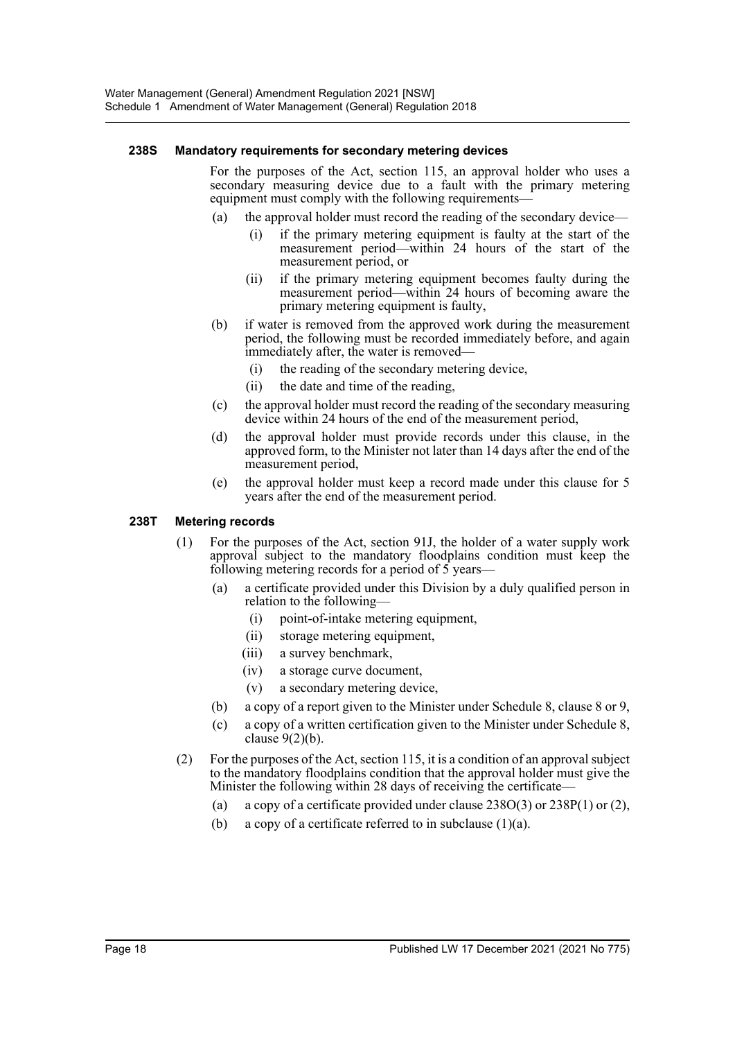### 238S Mandatory requirements for secondary metering devices

For the purposes of the Act, section 115, an approval holder who uses a secondary measuring device due to a fault with the primary metering equipment must comply with the following requirements—

(a) the approval holder must record the reading of the secondary device—

  (i) if the primary metering equipment is faulty at the start of the measurement period—within 24 hours of the start of the measurement period, or

  (ii) if the primary metering equipment becomes faulty during the measurement period—within 24 hours of becoming aware the primary metering equipment is faulty,

(b) if water is removed from the approved work during the measurement period, the following must be recorded immediately before, and again immediately after, the water is removed—

  (i) the reading of the secondary metering device,

  (ii) the date and time of the reading,

(c) the approval holder must record the reading of the secondary measuring device within 24 hours of the end of the measurement period,

(d) the approval holder must provide records under this clause, in the approved form, to the Minister not later than 14 days after the end of the measurement period,

(e) the approval holder must keep a record made under this clause for 5 years after the end of the measurement period.

### 238T Metering records

(1) For the purposes of the Act, section 91J, the holder of a water supply work approval subject to the mandatory floodplains condition must keep the following metering records for a period of 5 years—

  (a) a certificate provided under this Division by a duly qualified person in relation to the following—

    (i) point-of-intake metering equipment,

    (ii) storage metering equipment,

    (iii) a survey benchmark,

    (iv) a storage curve document,

    (v) a secondary metering device,

  (b) a copy of a report given to the Minister under Schedule 8, clause 8 or 9,

  (c) a copy of a written certification given to the Minister under Schedule 8, clause 9(2)(b).

(2) For the purposes of the Act, section 115, it is a condition of an approval subject to the mandatory floodplains condition that the approval holder must give the Minister the following within 28 days of receiving the certificate—

  (a) a copy of a certificate provided under clause 238O(3) or 238P(1) or (2),

  (b) a copy of a certificate referred to in subclause (1)(a).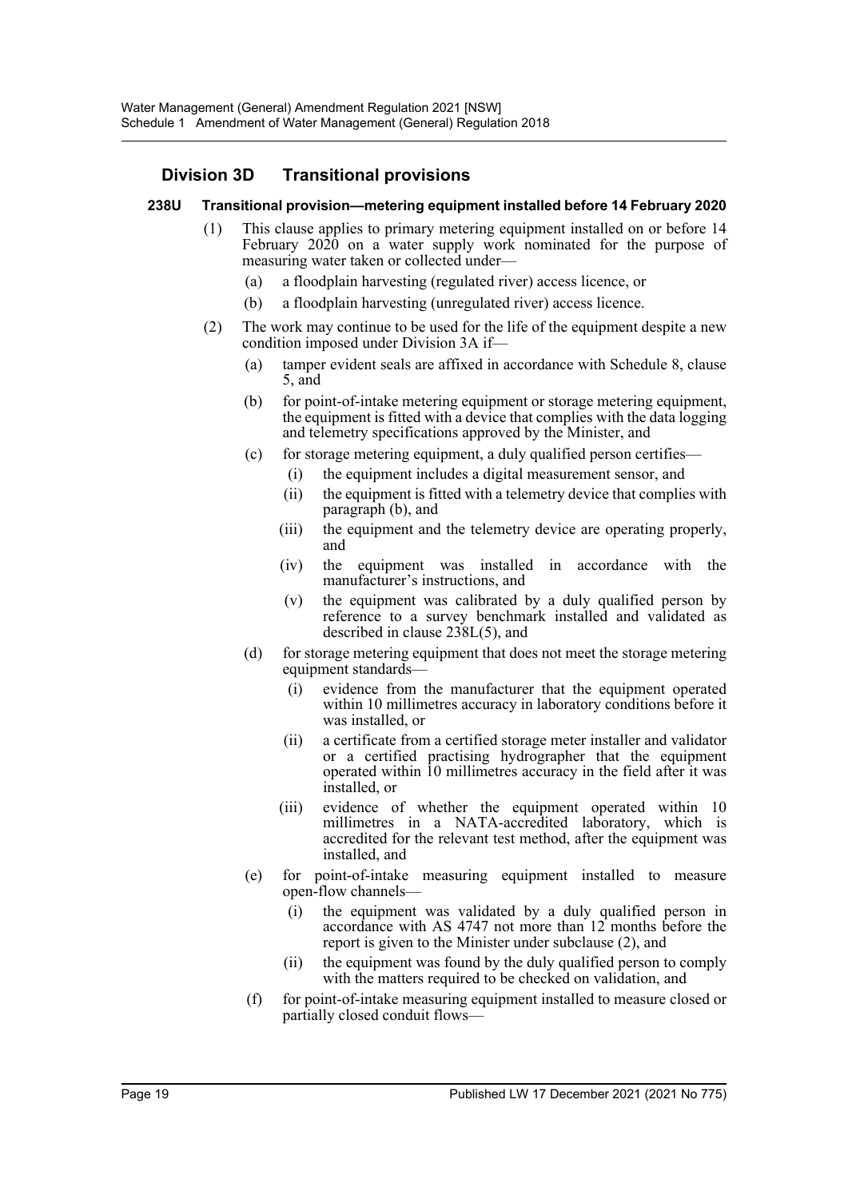## Division 3D Transitional provisions

### 238U Transitional provision—metering equipment installed before 14 February 2020

(1) This clause applies to primary metering equipment installed on or before 14 February 2020 on a water supply work nominated for the purpose of measuring water taken or collected under—

(a) a floodplain harvesting (regulated river) access licence, or

(b) a floodplain harvesting (unregulated river) access licence.

(2) The work may continue to be used for the life of the equipment despite a new condition imposed under Division 3A if—

(a) tamper evident seals are affixed in accordance with Schedule 8, clause 5, and

(b) for point-of-intake metering equipment or storage metering equipment, the equipment is fitted with a device that complies with the data logging and telemetry specifications approved by the Minister, and

(c) for storage metering equipment, a duly qualified person certifies—

(i) the equipment includes a digital measurement sensor, and

(ii) the equipment is fitted with a telemetry device that complies with paragraph (b), and

(iii) the equipment and the telemetry device are operating properly, and

(iv) the equipment was installed in accordance with the manufacturer's instructions, and

(v) the equipment was calibrated by a duly qualified person by reference to a survey benchmark installed and validated as described in clause 238L(5), and

(d) for storage metering equipment that does not meet the storage metering equipment standards—

(i) evidence from the manufacturer that the equipment operated within 10 millimetres accuracy in laboratory conditions before it was installed, or

(ii) a certificate from a certified storage meter installer and validator or a certified practising hydrographer that the equipment operated within 10 millimetres accuracy in the field after it was installed, or

(iii) evidence of whether the equipment operated within 10 millimetres in a NATA-accredited laboratory, which is accredited for the relevant test method, after the equipment was installed, and

(e) for point-of-intake measuring equipment installed to measure open-flow channels—

(i) the equipment was validated by a duly qualified person in accordance with AS 4747 not more than 12 months before the report is given to the Minister under subclause (2), and

(ii) the equipment was found by the duly qualified person to comply with the matters required to be checked on validation, and

(f) for point-of-intake measuring equipment installed to measure closed or partially closed conduit flows—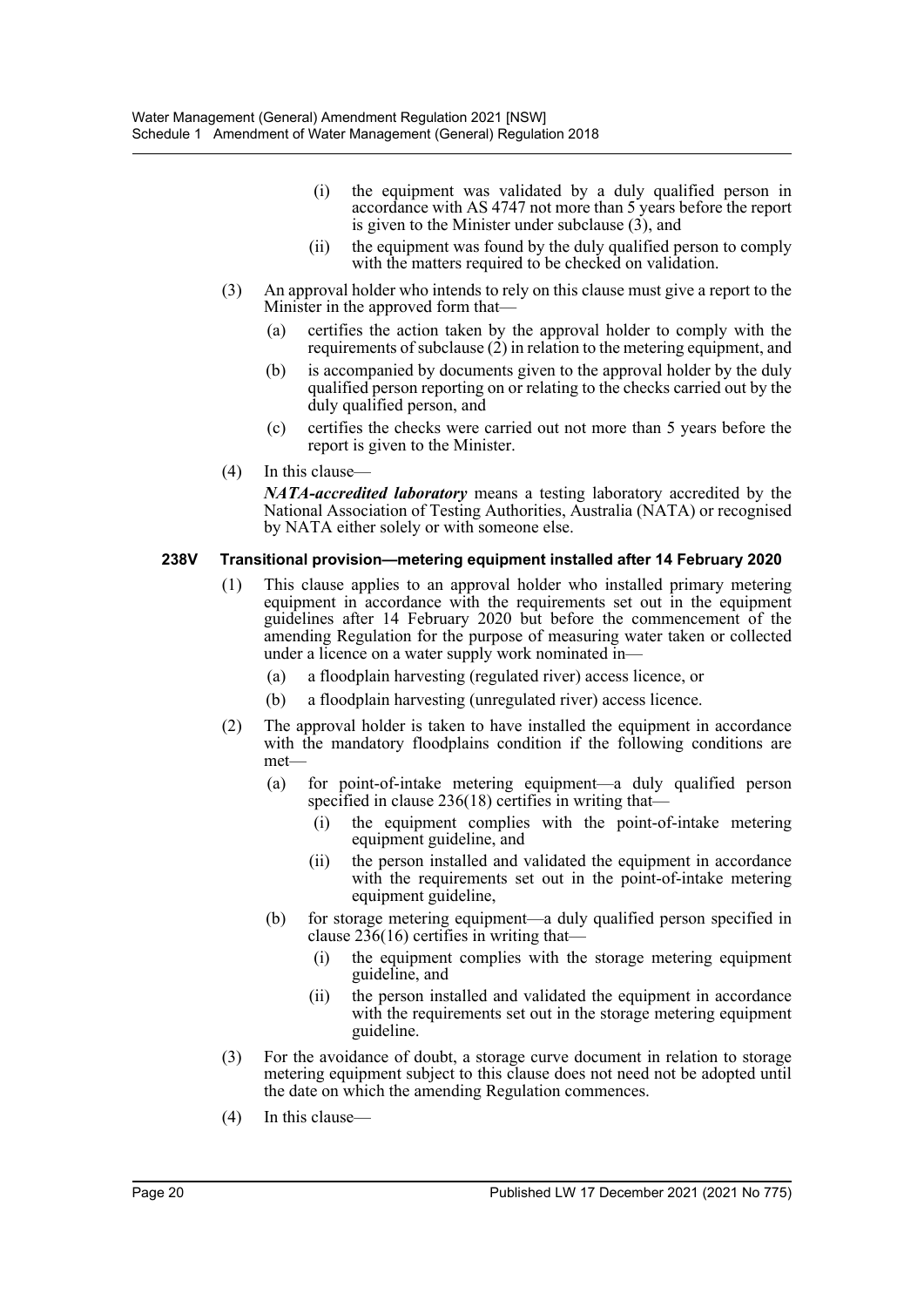- (i) the equipment was validated by a duly qualified person in accordance with AS 4747 not more than 5 years before the report is given to the Minister under subclause (3), and
- (ii) the equipment was found by the duly qualified person to comply with the matters required to be checked on validation.

(3) An approval holder who intends to rely on this clause must give a report to the Minister in the approved form that—

- (a) certifies the action taken by the approval holder to comply with the requirements of subclause (2) in relation to the metering equipment, and
- (b) is accompanied by documents given to the approval holder by the duly qualified person reporting on or relating to the checks carried out by the duly qualified person, and
- (c) certifies the checks were carried out not more than 5 years before the report is given to the Minister.

(4) In this clause—

***NATA-accredited laboratory*** means a testing laboratory accredited by the National Association of Testing Authorities, Australia (NATA) or recognised by NATA either solely or with someone else.

**238V Transitional provision—metering equipment installed after 14 February 2020**

(1) This clause applies to an approval holder who installed primary metering equipment in accordance with the requirements set out in the equipment guidelines after 14 February 2020 but before the commencement of the amending Regulation for the purpose of measuring water taken or collected under a licence on a water supply work nominated in—

- (a) a floodplain harvesting (regulated river) access licence, or
- (b) a floodplain harvesting (unregulated river) access licence.

(2) The approval holder is taken to have installed the equipment in accordance with the mandatory floodplains condition if the following conditions are met—

- (a) for point-of-intake metering equipment—a duly qualified person specified in clause 236(18) certifies in writing that—
  - (i) the equipment complies with the point-of-intake metering equipment guideline, and
  - (ii) the person installed and validated the equipment in accordance with the requirements set out in the point-of-intake metering equipment guideline,
- (b) for storage metering equipment—a duly qualified person specified in clause 236(16) certifies in writing that—
  - (i) the equipment complies with the storage metering equipment guideline, and
  - (ii) the person installed and validated the equipment in accordance with the requirements set out in the storage metering equipment guideline.

(3) For the avoidance of doubt, a storage curve document in relation to storage metering equipment subject to this clause does not need not be adopted until the date on which the amending Regulation commences.

(4) In this clause—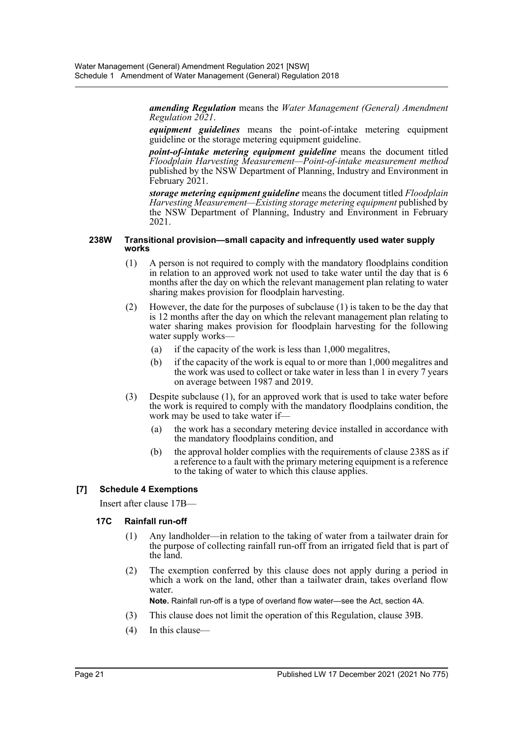***amending Regulation*** means the *Water Management (General) Amendment Regulation 2021*.

***equipment guidelines*** means the point-of-intake metering equipment guideline or the storage metering equipment guideline.

***point-of-intake metering equipment guideline*** means the document titled *Floodplain Harvesting Measurement—Point-of-intake measurement method* published by the NSW Department of Planning, Industry and Environment in February 2021.

***storage metering equipment guideline*** means the document titled *Floodplain Harvesting Measurement—Existing storage metering equipment* published by the NSW Department of Planning, Industry and Environment in February 2021.

#### 238W Transitional provision—small capacity and infrequently used water supply works

(1) A person is not required to comply with the mandatory floodplains condition in relation to an approved work not used to take water until the day that is 6 months after the day on which the relevant management plan relating to water sharing makes provision for floodplain harvesting.

(2) However, the date for the purposes of subclause (1) is taken to be the day that is 12 months after the day on which the relevant management plan relating to water sharing makes provision for floodplain harvesting for the following water supply works—

- (a) if the capacity of the work is less than 1,000 megalitres,
- (b) if the capacity of the work is equal to or more than 1,000 megalitres and the work was used to collect or take water in less than 1 in every 7 years on average between 1987 and 2019.

(3) Despite subclause (1), for an approved work that is used to take water before the work is required to comply with the mandatory floodplains condition, the work may be used to take water if—

- (a) the work has a secondary metering device installed in accordance with the mandatory floodplains condition, and
- (b) the approval holder complies with the requirements of clause 238S as if a reference to a fault with the primary metering equipment is a reference to the taking of water to which this clause applies.

### [7] Schedule 4 Exemptions

Insert after clause 17B—

#### 17C Rainfall run-off

(1) Any landholder—in relation to the taking of water from a tailwater drain for the purpose of collecting rainfall run-off from an irrigated field that is part of the land.

(2) The exemption conferred by this clause does not apply during a period in which a work on the land, other than a tailwater drain, takes overland flow water.

**Note.** Rainfall run-off is a type of overland flow water—see the Act, section 4A.

(3) This clause does not limit the operation of this Regulation, clause 39B.

(4) In this clause—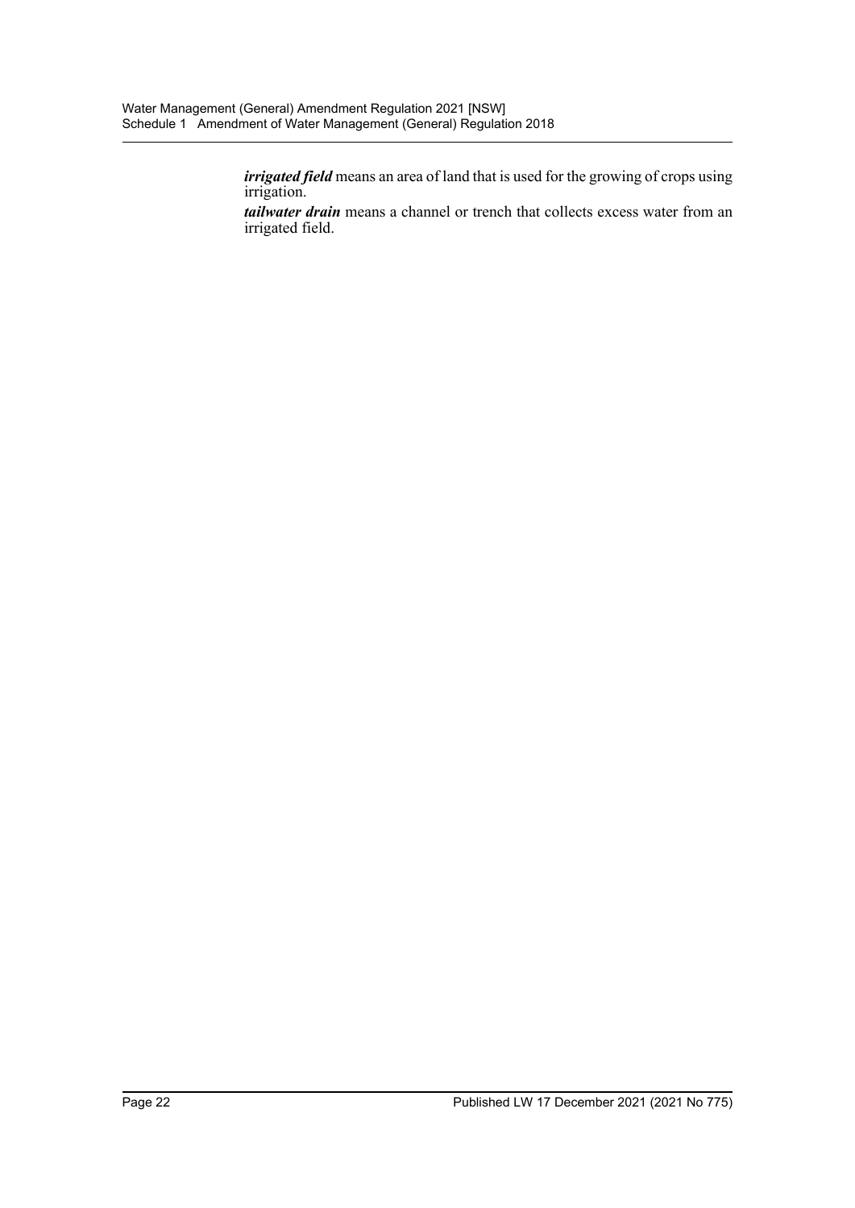***irrigated field*** means an area of land that is used for the growing of crops using irrigation.

***tailwater drain*** means a channel or trench that collects excess water from an irrigated field.